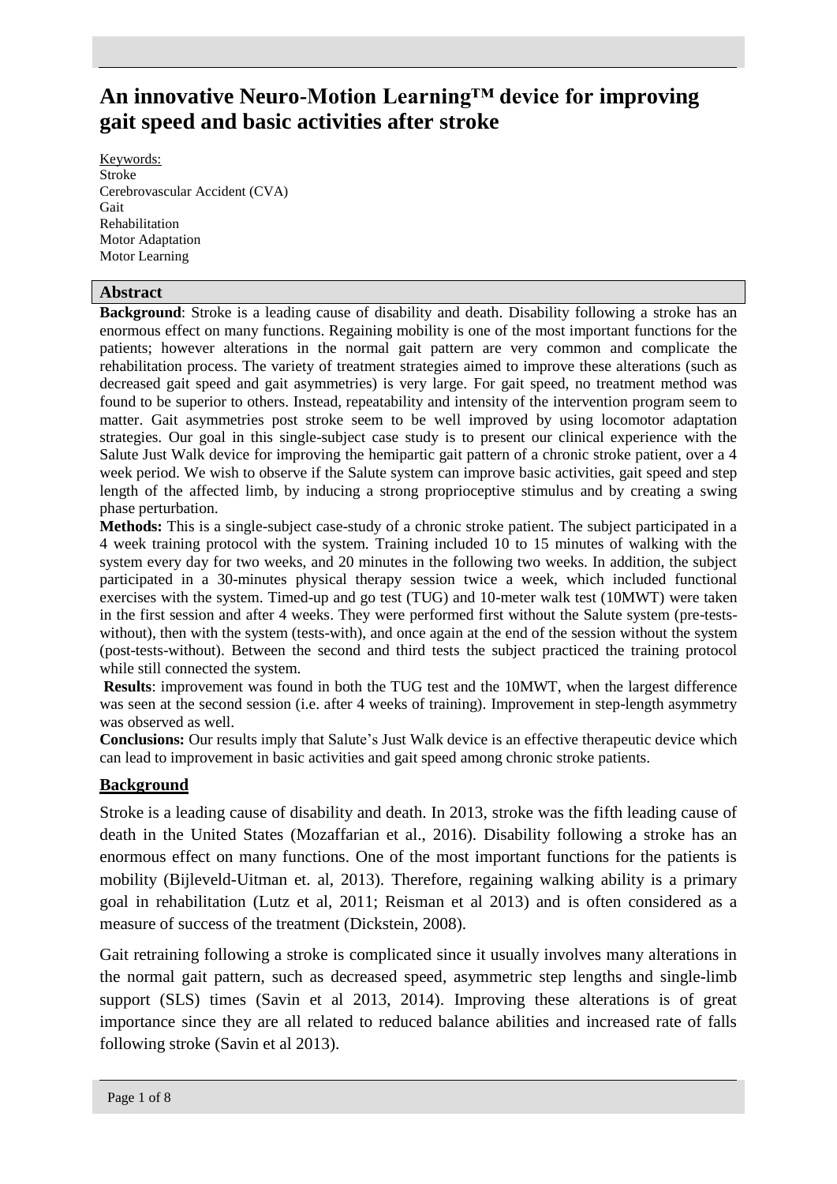# An innovative Neuro-Motion Learning™ device for improving gait speed and basic activities after stroke

Keywords:
Stroke
Cerebrovascular Accident (CVA)
Gait
Rehabilitation
Motor Adaptation
Motor Learning

## Abstract

**Background**: Stroke is a leading cause of disability and death. Disability following a stroke has an enormous effect on many functions. Regaining mobility is one of the most important functions for the patients; however alterations in the normal gait pattern are very common and complicate the rehabilitation process. The variety of treatment strategies aimed to improve these alterations (such as decreased gait speed and gait asymmetries) is very large. For gait speed, no treatment method was found to be superior to others. Instead, repeatability and intensity of the intervention program seem to matter. Gait asymmetries post stroke seem to be well improved by using locomotor adaptation strategies. Our goal in this single-subject case study is to present our clinical experience with the Salute Just Walk device for improving the hemipartic gait pattern of a chronic stroke patient, over a 4 week period. We wish to observe if the Salute system can improve basic activities, gait speed and step length of the affected limb, by inducing a strong proprioceptive stimulus and by creating a swing phase perturbation.

**Methods:** This is a single-subject case-study of a chronic stroke patient. The subject participated in a 4 week training protocol with the system. Training included 10 to 15 minutes of walking with the system every day for two weeks, and 20 minutes in the following two weeks. In addition, the subject participated in a 30-minutes physical therapy session twice a week, which included functional exercises with the system. Timed-up and go test (TUG) and 10-meter walk test (10MWT) were taken in the first session and after 4 weeks. They were performed first without the Salute system (pre-tests-without), then with the system (tests-with), and once again at the end of the session without the system (post-tests-without). Between the second and third tests the subject practiced the training protocol while still connected the system.

**Results**: improvement was found in both the TUG test and the 10MWT, when the largest difference was seen at the second session (i.e. after 4 weeks of training). Improvement in step-length asymmetry was observed as well.

**Conclusions:** Our results imply that Salute's Just Walk device is an effective therapeutic device which can lead to improvement in basic activities and gait speed among chronic stroke patients.

## Background

Stroke is a leading cause of disability and death. In 2013, stroke was the fifth leading cause of death in the United States (Mozaffarian et al., 2016). Disability following a stroke has an enormous effect on many functions. One of the most important functions for the patients is mobility (Bijleveld-Uitman et. al, 2013). Therefore, regaining walking ability is a primary goal in rehabilitation (Lutz et al, 2011; Reisman et al 2013) and is often considered as a measure of success of the treatment (Dickstein, 2008).

Gait retraining following a stroke is complicated since it usually involves many alterations in the normal gait pattern, such as decreased speed, asymmetric step lengths and single-limb support (SLS) times (Savin et al 2013, 2014). Improving these alterations is of great importance since they are all related to reduced balance abilities and increased rate of falls following stroke (Savin et al 2013).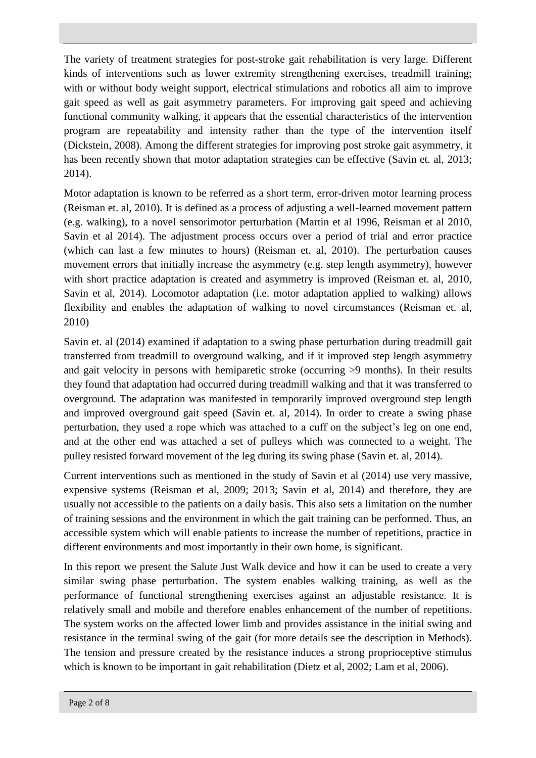The variety of treatment strategies for post-stroke gait rehabilitation is very large. Different kinds of interventions such as lower extremity strengthening exercises, treadmill training; with or without body weight support, electrical stimulations and robotics all aim to improve gait speed as well as gait asymmetry parameters. For improving gait speed and achieving functional community walking, it appears that the essential characteristics of the intervention program are repeatability and intensity rather than the type of the intervention itself (Dickstein, 2008). Among the different strategies for improving post stroke gait asymmetry, it has been recently shown that motor adaptation strategies can be effective (Savin et. al, 2013; 2014).

Motor adaptation is known to be referred as a short term, error-driven motor learning process (Reisman et. al, 2010). It is defined as a process of adjusting a well-learned movement pattern (e.g. walking), to a novel sensorimotor perturbation (Martin et al 1996, Reisman et al 2010, Savin et al 2014). The adjustment process occurs over a period of trial and error practice (which can last a few minutes to hours) (Reisman et. al, 2010). The perturbation causes movement errors that initially increase the asymmetry (e.g. step length asymmetry), however with short practice adaptation is created and asymmetry is improved (Reisman et. al, 2010, Savin et al, 2014). Locomotor adaptation (i.e. motor adaptation applied to walking) allows flexibility and enables the adaptation of walking to novel circumstances (Reisman et. al, 2010)

Savin et. al (2014) examined if adaptation to a swing phase perturbation during treadmill gait transferred from treadmill to overground walking, and if it improved step length asymmetry and gait velocity in persons with hemiparetic stroke (occurring >9 months). In their results they found that adaptation had occurred during treadmill walking and that it was transferred to overground. The adaptation was manifested in temporarily improved overground step length and improved overground gait speed (Savin et. al, 2014). In order to create a swing phase perturbation, they used a rope which was attached to a cuff on the subject's leg on one end, and at the other end was attached a set of pulleys which was connected to a weight. The pulley resisted forward movement of the leg during its swing phase (Savin et. al, 2014).

Current interventions such as mentioned in the study of Savin et al (2014) use very massive, expensive systems (Reisman et al, 2009; 2013; Savin et al, 2014) and therefore, they are usually not accessible to the patients on a daily basis. This also sets a limitation on the number of training sessions and the environment in which the gait training can be performed. Thus, an accessible system which will enable patients to increase the number of repetitions, practice in different environments and most importantly in their own home, is significant.

In this report we present the Salute Just Walk device and how it can be used to create a very similar swing phase perturbation. The system enables walking training, as well as the performance of functional strengthening exercises against an adjustable resistance. It is relatively small and mobile and therefore enables enhancement of the number of repetitions. The system works on the affected lower limb and provides assistance in the initial swing and resistance in the terminal swing of the gait (for more details see the description in Methods). The tension and pressure created by the resistance induces a strong proprioceptive stimulus which is known to be important in gait rehabilitation (Dietz et al, 2002; Lam et al, 2006).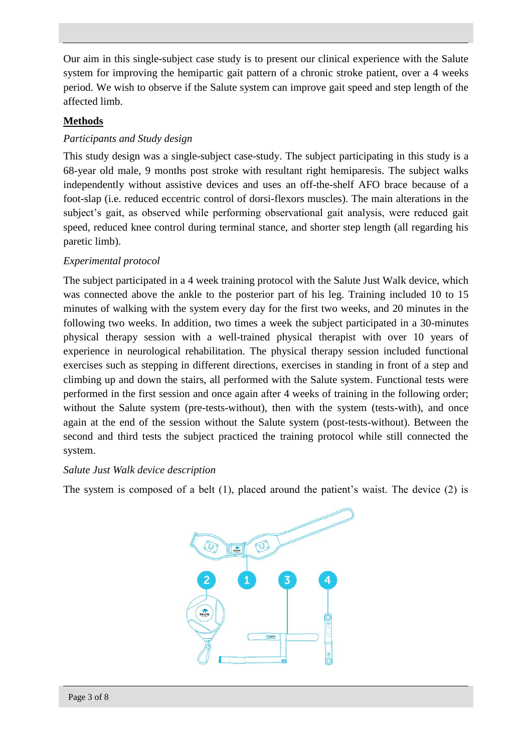Our aim in this single-subject case study is to present our clinical experience with the Salute system for improving the hemipartic gait pattern of a chronic stroke patient, over a 4 weeks period. We wish to observe if the Salute system can improve gait speed and step length of the affected limb.

## Methods

*Participants and Study design*

This study design was a single-subject case-study. The subject participating in this study is a 68-year old male, 9 months post stroke with resultant right hemiparesis. The subject walks independently without assistive devices and uses an off-the-shelf AFO brace because of a foot-slap (i.e. reduced eccentric control of dorsi-flexors muscles). The main alterations in the subject's gait, as observed while performing observational gait analysis, were reduced gait speed, reduced knee control during terminal stance, and shorter step length (all regarding his paretic limb).

*Experimental protocol*

The subject participated in a 4 week training protocol with the Salute Just Walk device, which was connected above the ankle to the posterior part of his leg. Training included 10 to 15 minutes of walking with the system every day for the first two weeks, and 20 minutes in the following two weeks. In addition, two times a week the subject participated in a 30-minutes physical therapy session with a well-trained physical therapist with over 10 years of experience in neurological rehabilitation. The physical therapy session included functional exercises such as stepping in different directions, exercises in standing in front of a step and climbing up and down the stairs, all performed with the Salute system. Functional tests were performed in the first session and once again after 4 weeks of training in the following order; without the Salute system (pre-tests-without), then with the system (tests-with), and once again at the end of the session without the Salute system (post-tests-without). Between the second and third tests the subject practiced the training protocol while still connected the system.

*Salute Just Walk device description*

The system is composed of a belt (1), placed around the patient's waist. The device (2) is

2
1
3
4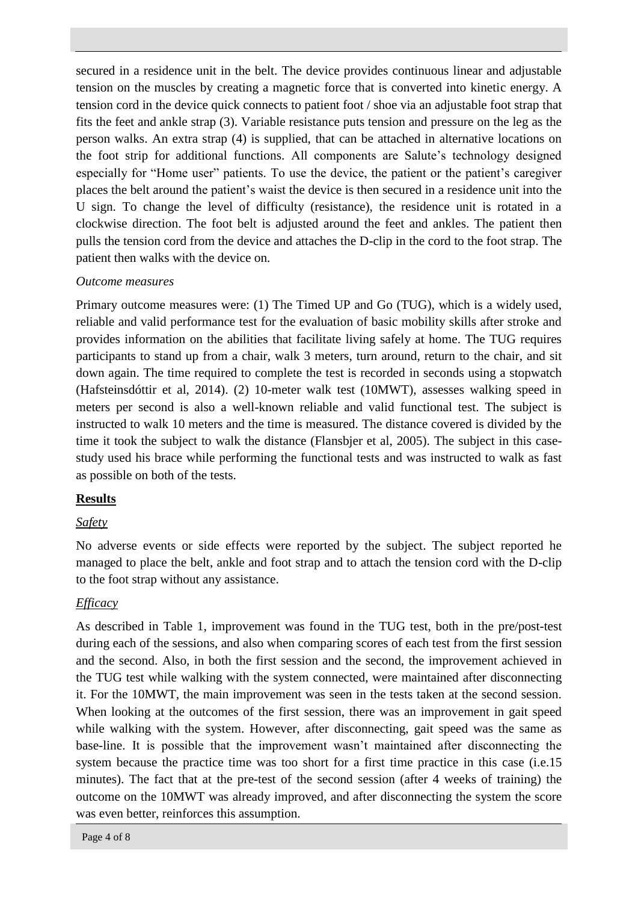secured in a residence unit in the belt. The device provides continuous linear and adjustable tension on the muscles by creating a magnetic force that is converted into kinetic energy. A tension cord in the device quick connects to patient foot / shoe via an adjustable foot strap that fits the feet and ankle strap (3). Variable resistance puts tension and pressure on the leg as the person walks. An extra strap (4) is supplied, that can be attached in alternative locations on the foot strip for additional functions. All components are Salute's technology designed especially for "Home user" patients. To use the device, the patient or the patient's caregiver places the belt around the patient's waist the device is then secured in a residence unit into the U sign. To change the level of difficulty (resistance), the residence unit is rotated in a clockwise direction. The foot belt is adjusted around the feet and ankles. The patient then pulls the tension cord from the device and attaches the D-clip in the cord to the foot strap. The patient then walks with the device on.

*Outcome measures*

Primary outcome measures were: (1) The Timed UP and Go (TUG), which is a widely used, reliable and valid performance test for the evaluation of basic mobility skills after stroke and provides information on the abilities that facilitate living safely at home. The TUG requires participants to stand up from a chair, walk 3 meters, turn around, return to the chair, and sit down again. The time required to complete the test is recorded in seconds using a stopwatch (Hafsteinsdóttir et al, 2014). (2) 10-meter walk test (10MWT), assesses walking speed in meters per second is also a well-known reliable and valid functional test. The subject is instructed to walk 10 meters and the time is measured. The distance covered is divided by the time it took the subject to walk the distance (Flansbjer et al, 2005). The subject in this case-study used his brace while performing the functional tests and was instructed to walk as fast as possible on both of the tests.

## Results

### *Safety*

No adverse events or side effects were reported by the subject. The subject reported he managed to place the belt, ankle and foot strap and to attach the tension cord with the D-clip to the foot strap without any assistance.

### *Efficacy*

As described in Table 1, improvement was found in the TUG test, both in the pre/post-test during each of the sessions, and also when comparing scores of each test from the first session and the second. Also, in both the first session and the second, the improvement achieved in the TUG test while walking with the system connected, were maintained after disconnecting it. For the 10MWT, the main improvement was seen in the tests taken at the second session. When looking at the outcomes of the first session, there was an improvement in gait speed while walking with the system. However, after disconnecting, gait speed was the same as base-line. It is possible that the improvement wasn't maintained after disconnecting the system because the practice time was too short for a first time practice in this case (i.e.15 minutes). The fact that at the pre-test of the second session (after 4 weeks of training) the outcome on the 10MWT was already improved, and after disconnecting the system the score was even better, reinforces this assumption.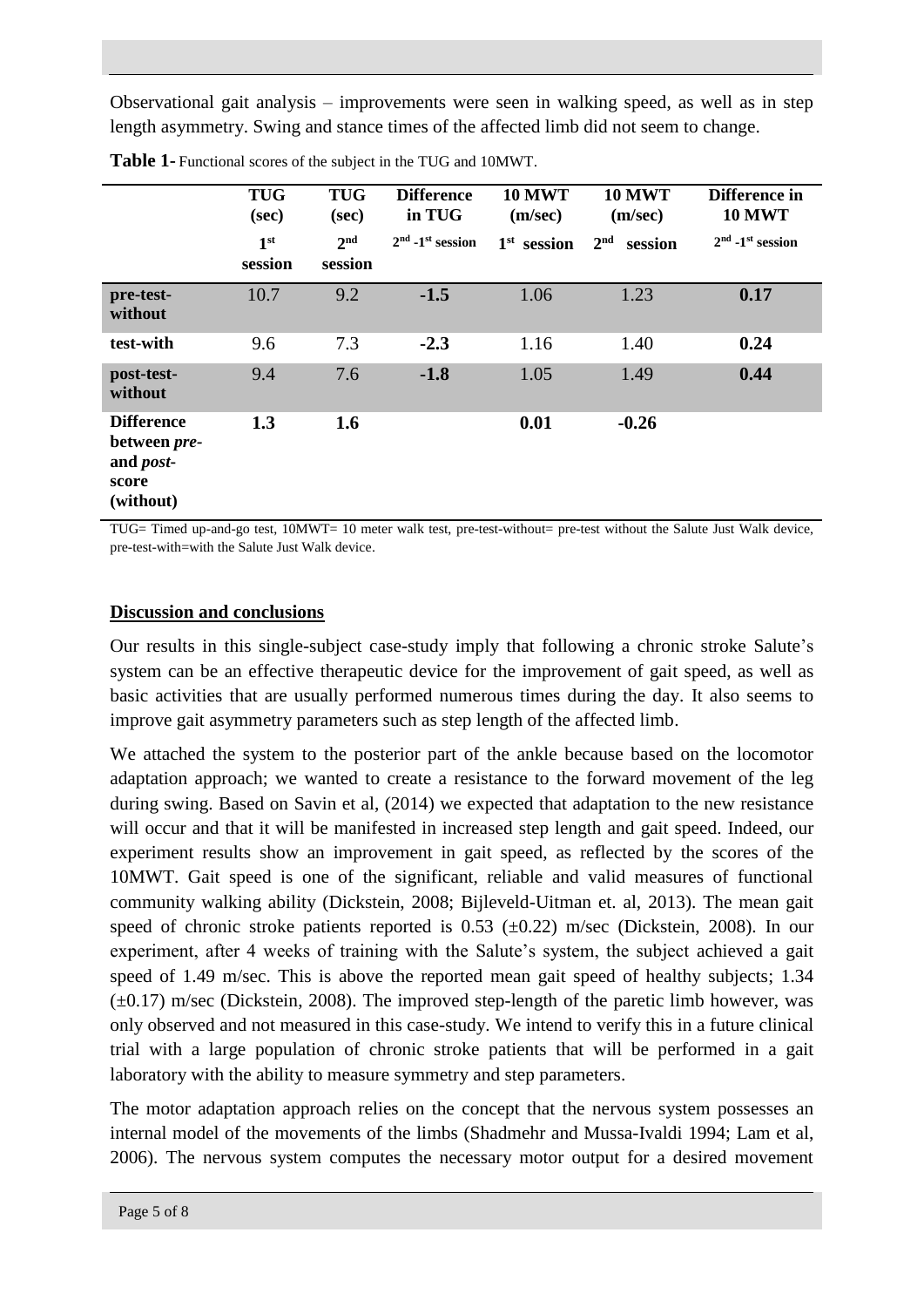Observational gait analysis – improvements were seen in walking speed, as well as in step length asymmetry. Swing and stance times of the affected limb did not seem to change.

**Table 1-** Functional scores of the subject in the TUG and 10MWT.

| | TUG (sec) 1st session | TUG (sec) 2nd session | Difference in TUG 2nd -1st session | 10 MWT (m/sec) 1st session | 10 MWT (m/sec) 2nd session | Difference in 10 MWT 2nd -1st session |
|---|---|---|---|---|---|---|
| **pre-test-without** | 10.7 | 9.2 | **-1.5** | 1.06 | 1.23 | **0.17** |
| **test-with** | 9.6 | 7.3 | **-2.3** | 1.16 | 1.40 | **0.24** |
| **post-test-without** | 9.4 | 7.6 | **-1.8** | 1.05 | 1.49 | **0.44** |
| **Difference between *pre-* and *post-* score (without)** | **1.3** | **1.6** | | **0.01** | **-0.26** | |

TUG= Timed up-and-go test, 10MWT= 10 meter walk test, pre-test-without= pre-test without the Salute Just Walk device, pre-test-with=with the Salute Just Walk device.

## Discussion and conclusions

Our results in this single-subject case-study imply that following a chronic stroke Salute's system can be an effective therapeutic device for the improvement of gait speed, as well as basic activities that are usually performed numerous times during the day. It also seems to improve gait asymmetry parameters such as step length of the affected limb.

We attached the system to the posterior part of the ankle because based on the locomotor adaptation approach; we wanted to create a resistance to the forward movement of the leg during swing. Based on Savin et al, (2014) we expected that adaptation to the new resistance will occur and that it will be manifested in increased step length and gait speed. Indeed, our experiment results show an improvement in gait speed, as reflected by the scores of the 10MWT. Gait speed is one of the significant, reliable and valid measures of functional community walking ability (Dickstein, 2008; Bijleveld-Uitman et. al, 2013). The mean gait speed of chronic stroke patients reported is 0.53 (±0.22) m/sec (Dickstein, 2008). In our experiment, after 4 weeks of training with the Salute's system, the subject achieved a gait speed of 1.49 m/sec. This is above the reported mean gait speed of healthy subjects; 1.34 (±0.17) m/sec (Dickstein, 2008). The improved step-length of the paretic limb however, was only observed and not measured in this case-study. We intend to verify this in a future clinical trial with a large population of chronic stroke patients that will be performed in a gait laboratory with the ability to measure symmetry and step parameters.

The motor adaptation approach relies on the concept that the nervous system possesses an internal model of the movements of the limbs (Shadmehr and Mussa-Ivaldi 1994; Lam et al, 2006). The nervous system computes the necessary motor output for a desired movement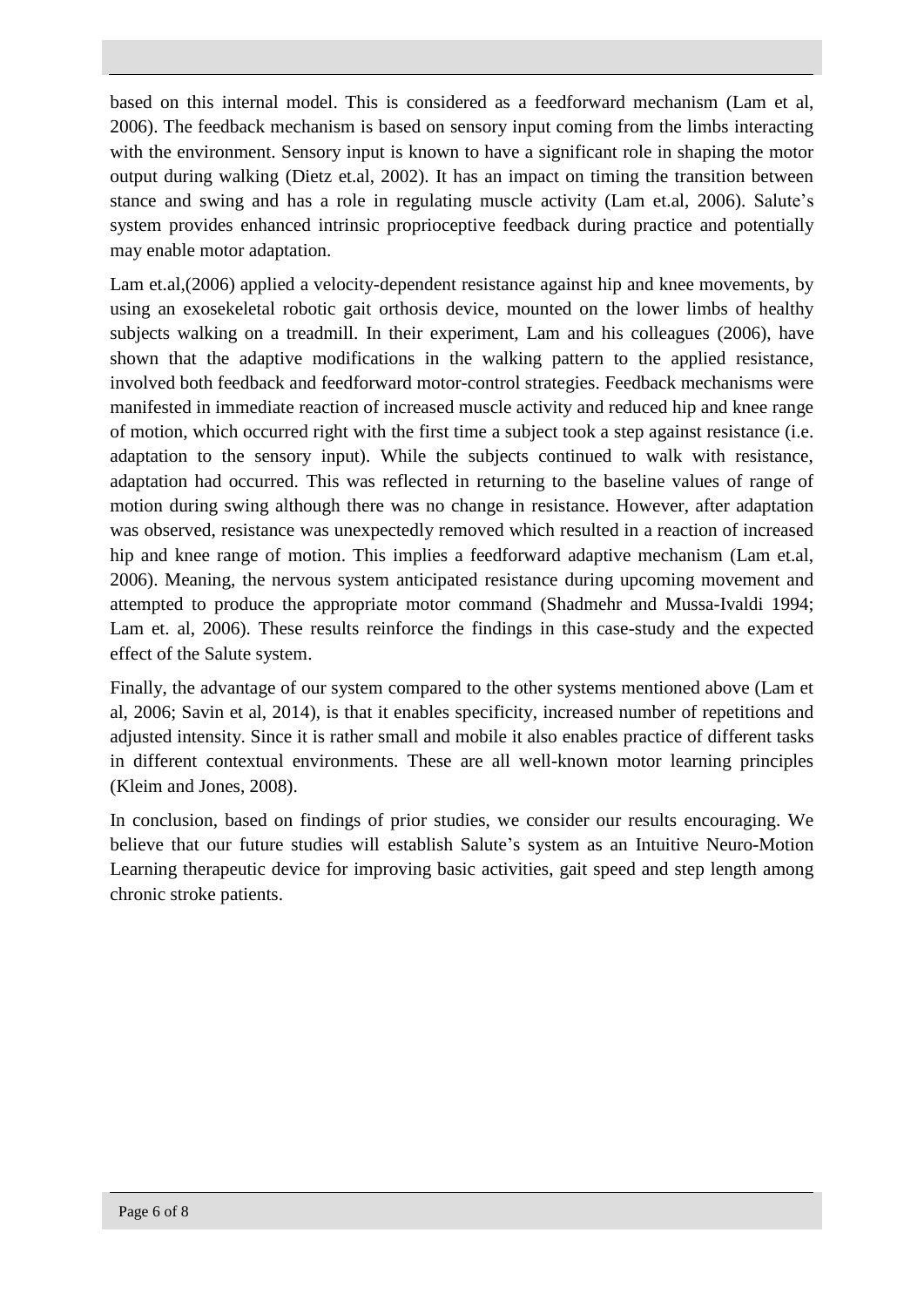based on this internal model. This is considered as a feedforward mechanism (Lam et al, 2006). The feedback mechanism is based on sensory input coming from the limbs interacting with the environment. Sensory input is known to have a significant role in shaping the motor output during walking (Dietz et.al, 2002). It has an impact on timing the transition between stance and swing and has a role in regulating muscle activity (Lam et.al, 2006). Salute's system provides enhanced intrinsic proprioceptive feedback during practice and potentially may enable motor adaptation.

Lam et.al,(2006) applied a velocity-dependent resistance against hip and knee movements, by using an exosekeletal robotic gait orthosis device, mounted on the lower limbs of healthy subjects walking on a treadmill. In their experiment, Lam and his colleagues (2006), have shown that the adaptive modifications in the walking pattern to the applied resistance, involved both feedback and feedforward motor-control strategies. Feedback mechanisms were manifested in immediate reaction of increased muscle activity and reduced hip and knee range of motion, which occurred right with the first time a subject took a step against resistance (i.e. adaptation to the sensory input). While the subjects continued to walk with resistance, adaptation had occurred. This was reflected in returning to the baseline values of range of motion during swing although there was no change in resistance. However, after adaptation was observed, resistance was unexpectedly removed which resulted in a reaction of increased hip and knee range of motion. This implies a feedforward adaptive mechanism (Lam et.al, 2006). Meaning, the nervous system anticipated resistance during upcoming movement and attempted to produce the appropriate motor command (Shadmehr and Mussa-Ivaldi 1994; Lam et. al, 2006). These results reinforce the findings in this case-study and the expected effect of the Salute system.

Finally, the advantage of our system compared to the other systems mentioned above (Lam et al, 2006; Savin et al, 2014), is that it enables specificity, increased number of repetitions and adjusted intensity. Since it is rather small and mobile it also enables practice of different tasks in different contextual environments. These are all well-known motor learning principles (Kleim and Jones, 2008).

In conclusion, based on findings of prior studies, we consider our results encouraging. We believe that our future studies will establish Salute's system as an Intuitive Neuro-Motion Learning therapeutic device for improving basic activities, gait speed and step length among chronic stroke patients.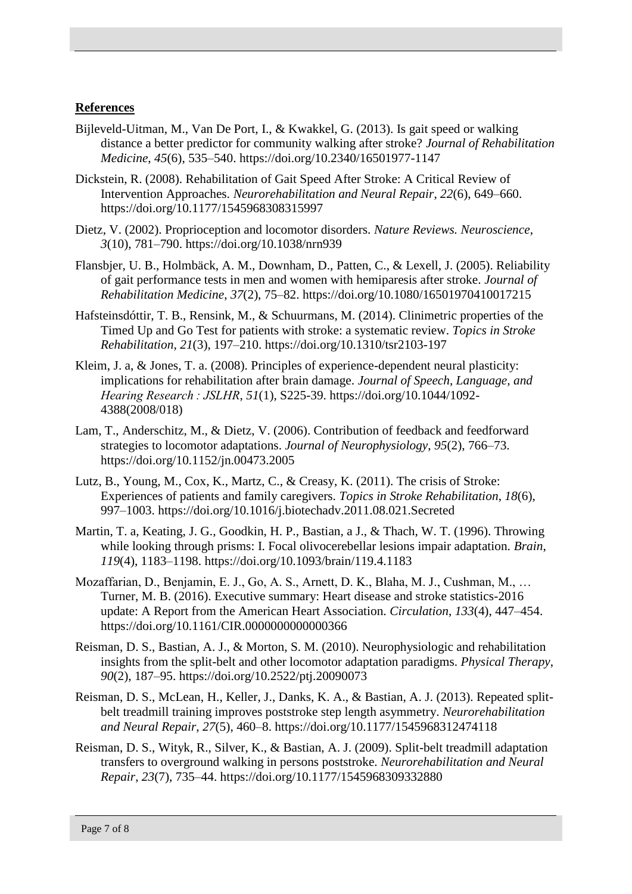**References**

Bijleveld-Uitman, M., Van De Port, I., & Kwakkel, G. (2013). Is gait speed or walking distance a better predictor for community walking after stroke? *Journal of Rehabilitation Medicine*, *45*(6), 535–540. https://doi.org/10.2340/16501977-1147

Dickstein, R. (2008). Rehabilitation of Gait Speed After Stroke: A Critical Review of Intervention Approaches. *Neurorehabilitation and Neural Repair*, *22*(6), 649–660. https://doi.org/10.1177/1545968308315997

Dietz, V. (2002). Proprioception and locomotor disorders. *Nature Reviews. Neuroscience*, *3*(10), 781–790. https://doi.org/10.1038/nrn939

Flansbjer, U. B., Holmbäck, A. M., Downham, D., Patten, C., & Lexell, J. (2005). Reliability of gait performance tests in men and women with hemiparesis after stroke. *Journal of Rehabilitation Medicine*, *37*(2), 75–82. https://doi.org/10.1080/16501970410017215

Hafsteinsdóttir, T. B., Rensink, M., & Schuurmans, M. (2014). Clinimetric properties of the Timed Up and Go Test for patients with stroke: a systematic review. *Topics in Stroke Rehabilitation*, *21*(3), 197–210. https://doi.org/10.1310/tsr2103-197

Kleim, J. a, & Jones, T. a. (2008). Principles of experience-dependent neural plasticity: implications for rehabilitation after brain damage. *Journal of Speech, Language, and Hearing Research : JSLHR*, *51*(1), S225-39. https://doi.org/10.1044/1092-4388(2008/018)

Lam, T., Anderschitz, M., & Dietz, V. (2006). Contribution of feedback and feedforward strategies to locomotor adaptations. *Journal of Neurophysiology*, *95*(2), 766–73. https://doi.org/10.1152/jn.00473.2005

Lutz, B., Young, M., Cox, K., Martz, C., & Creasy, K. (2011). The crisis of Stroke: Experiences of patients and family caregivers. *Topics in Stroke Rehabilitation*, *18*(6), 997–1003. https://doi.org/10.1016/j.biotechadv.2011.08.021.Secreted

Martin, T. a, Keating, J. G., Goodkin, H. P., Bastian, a J., & Thach, W. T. (1996). Throwing while looking through prisms: I. Focal olivocerebellar lesions impair adaptation. *Brain*, *119*(4), 1183–1198. https://doi.org/10.1093/brain/119.4.1183

Mozaffarian, D., Benjamin, E. J., Go, A. S., Arnett, D. K., Blaha, M. J., Cushman, M., … Turner, M. B. (2016). Executive summary: Heart disease and stroke statistics-2016 update: A Report from the American Heart Association. *Circulation*, *133*(4), 447–454. https://doi.org/10.1161/CIR.0000000000000366

Reisman, D. S., Bastian, A. J., & Morton, S. M. (2010). Neurophysiologic and rehabilitation insights from the split-belt and other locomotor adaptation paradigms. *Physical Therapy*, *90*(2), 187–95. https://doi.org/10.2522/ptj.20090073

Reisman, D. S., McLean, H., Keller, J., Danks, K. A., & Bastian, A. J. (2013). Repeated split-belt treadmill training improves poststroke step length asymmetry. *Neurorehabilitation and Neural Repair*, *27*(5), 460–8. https://doi.org/10.1177/1545968312474118

Reisman, D. S., Wityk, R., Silver, K., & Bastian, A. J. (2009). Split-belt treadmill adaptation transfers to overground walking in persons poststroke. *Neurorehabilitation and Neural Repair*, *23*(7), 735–44. https://doi.org/10.1177/1545968309332880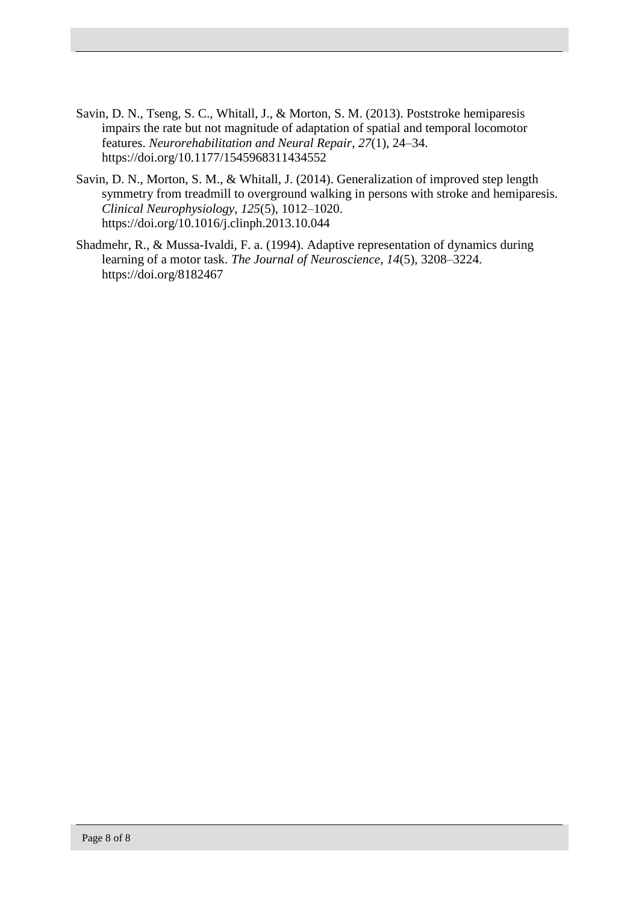Savin, D. N., Tseng, S. C., Whitall, J., & Morton, S. M. (2013). Poststroke hemiparesis impairs the rate but not magnitude of adaptation of spatial and temporal locomotor features. *Neurorehabilitation and Neural Repair*, *27*(1), 24–34. https://doi.org/10.1177/1545968311434552

Savin, D. N., Morton, S. M., & Whitall, J. (2014). Generalization of improved step length symmetry from treadmill to overground walking in persons with stroke and hemiparesis. *Clinical Neurophysiology*, *125*(5), 1012–1020. https://doi.org/10.1016/j.clinph.2013.10.044

Shadmehr, R., & Mussa-Ivaldi, F. a. (1994). Adaptive representation of dynamics during learning of a motor task. *The Journal of Neuroscience*, *14*(5), 3208–3224. https://doi.org/8182467